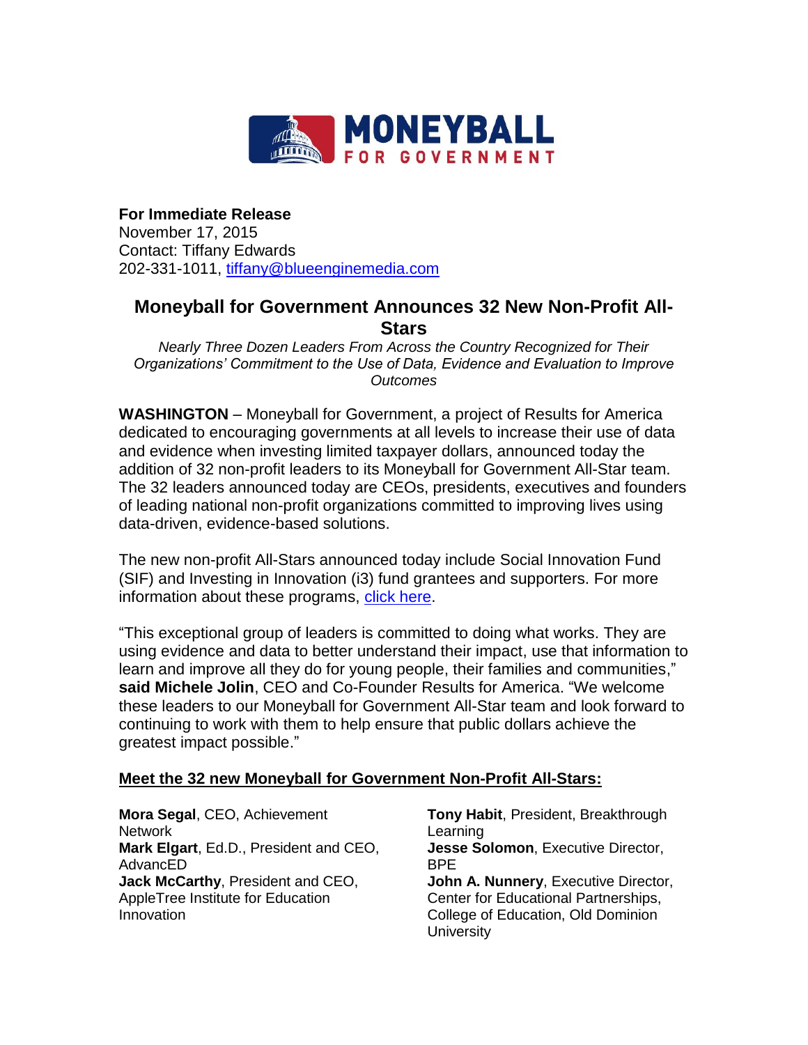**For Immediate Release**
November 17, 2015
Contact: Tiffany Edwards
202-331-1011, [tiffany@blueenginemedia.com](mailto:tiffany@blueenginemedia.com)

# Moneyball for Government Announces 32 New Non-Profit All-Stars

*Nearly Three Dozen Leaders From Across the Country Recognized for Their Organizations' Commitment to the Use of Data, Evidence and Evaluation to Improve Outcomes*

**WASHINGTON** – Moneyball for Government, a project of Results for America dedicated to encouraging governments at all levels to increase their use of data and evidence when investing limited taxpayer dollars, announced today the addition of 32 non-profit leaders to its Moneyball for Government All-Star team. The 32 leaders announced today are CEOs, presidents, executives and founders of leading national non-profit organizations committed to improving lives using data-driven, evidence-based solutions.

The new non-profit All-Stars announced today include Social Innovation Fund (SIF) and Investing in Innovation (i3) fund grantees and supporters. For more information about these programs, click here.

"This exceptional group of leaders is committed to doing what works. They are using evidence and data to better understand their impact, use that information to learn and improve all they do for young people, their families and communities," **said Michele Jolin**, CEO and Co-Founder Results for America. "We welcome these leaders to our Moneyball for Government All-Star team and look forward to continuing to work with them to help ensure that public dollars achieve the greatest impact possible."

**Meet the 32 new Moneyball for Government Non-Profit All-Stars:**

**Mora Segal**, CEO, Achievement Network
**Mark Elgart**, Ed.D., President and CEO, AdvancED
**Jack McCarthy**, President and CEO, AppleTree Institute for Education Innovation
**Tony Habit**, President, Breakthrough Learning
**Jesse Solomon**, Executive Director, BPE
**John A. Nunnery**, Executive Director, Center for Educational Partnerships, College of Education, Old Dominion University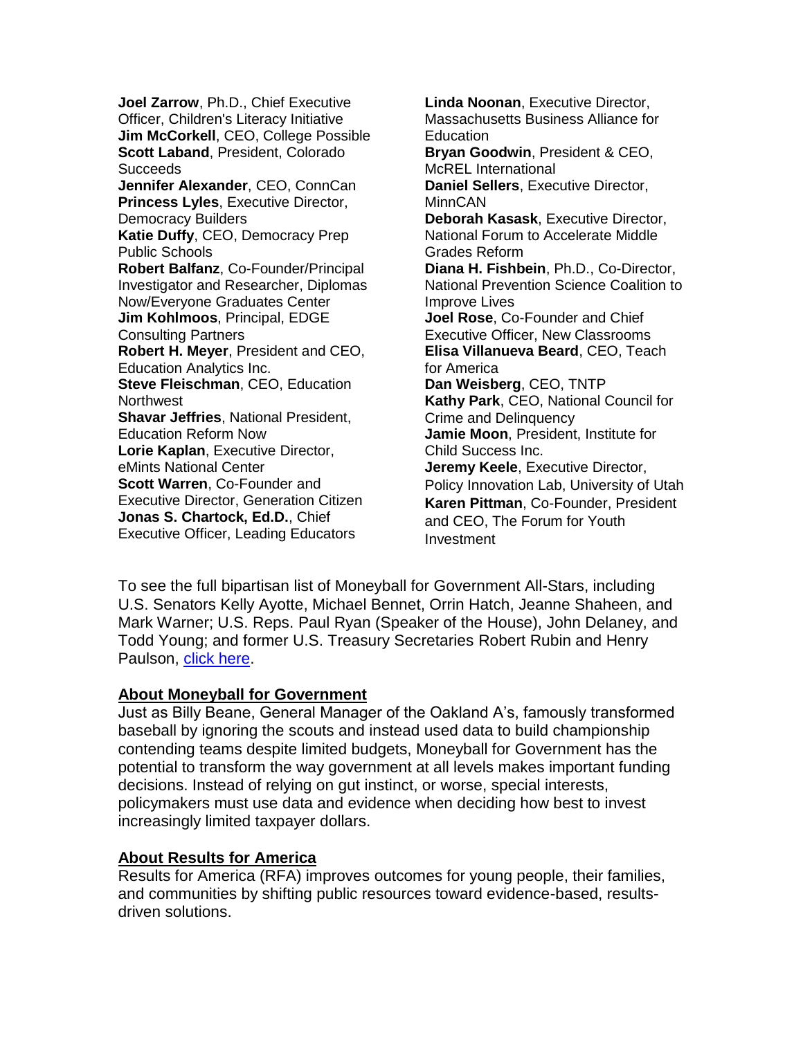**Joel Zarrow**, Ph.D., Chief Executive Officer, Children's Literacy Initiative
**Jim McCorkell**, CEO, College Possible
**Scott Laband**, President, Colorado Succeeds
**Jennifer Alexander**, CEO, ConnCan
**Princess Lyles**, Executive Director, Democracy Builders
**Katie Duffy**, CEO, Democracy Prep Public Schools
**Robert Balfanz**, Co-Founder/Principal Investigator and Researcher, Diplomas Now/Everyone Graduates Center
**Jim Kohlmoos**, Principal, EDGE Consulting Partners
**Robert H. Meyer**, President and CEO, Education Analytics Inc.
**Steve Fleischman**, CEO, Education Northwest
**Shavar Jeffries**, National President, Education Reform Now
**Lorie Kaplan**, Executive Director, eMints National Center
**Scott Warren**, Co-Founder and Executive Director, Generation Citizen
**Jonas S. Chartock, Ed.D.**, Chief Executive Officer, Leading Educators
**Linda Noonan**, Executive Director, Massachusetts Business Alliance for Education
**Bryan Goodwin**, President & CEO, McREL International
**Daniel Sellers**, Executive Director, MinnCAN
**Deborah Kasask**, Executive Director, National Forum to Accelerate Middle Grades Reform
**Diana H. Fishbein**, Ph.D., Co-Director, National Prevention Science Coalition to Improve Lives
**Joel Rose**, Co-Founder and Chief Executive Officer, New Classrooms
**Elisa Villanueva Beard**, CEO, Teach for America
**Dan Weisberg**, CEO, TNTP
**Kathy Park**, CEO, National Council for Crime and Delinquency
**Jamie Moon**, President, Institute for Child Success Inc.
**Jeremy Keele**, Executive Director, Policy Innovation Lab, University of Utah
**Karen Pittman**, Co-Founder, President and CEO, The Forum for Youth Investment

To see the full bipartisan list of Moneyball for Government All-Stars, including U.S. Senators Kelly Ayotte, Michael Bennet, Orrin Hatch, Jeanne Shaheen, and Mark Warner; U.S. Reps. Paul Ryan (Speaker of the House), John Delaney, and Todd Young; and former U.S. Treasury Secretaries Robert Rubin and Henry Paulson, click here.

**About Moneyball for Government**

Just as Billy Beane, General Manager of the Oakland A's, famously transformed baseball by ignoring the scouts and instead used data to build championship contending teams despite limited budgets, Moneyball for Government has the potential to transform the way government at all levels makes important funding decisions. Instead of relying on gut instinct, or worse, special interests, policymakers must use data and evidence when deciding how best to invest increasingly limited taxpayer dollars.

**About Results for America**

Results for America (RFA) improves outcomes for young people, their families, and communities by shifting public resources toward evidence-based, results-driven solutions.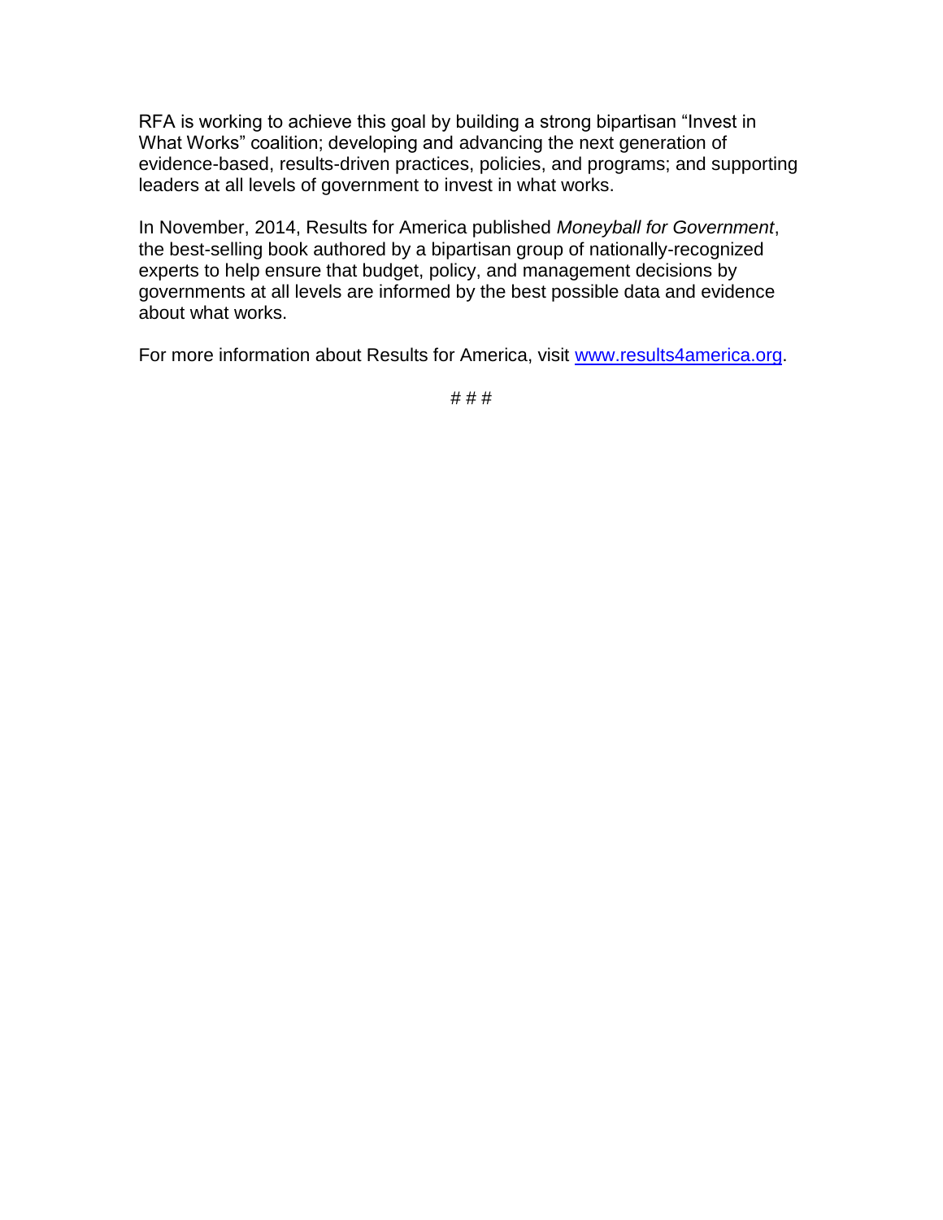RFA is working to achieve this goal by building a strong bipartisan "Invest in What Works" coalition; developing and advancing the next generation of evidence-based, results-driven practices, policies, and programs; and supporting leaders at all levels of government to invest in what works.

In November, 2014, Results for America published *Moneyball for Government*, the best-selling book authored by a bipartisan group of nationally-recognized experts to help ensure that budget, policy, and management decisions by governments at all levels are informed by the best possible data and evidence about what works.

For more information about Results for America, visit [www.results4america.org](http://www.results4america.org).

# # #